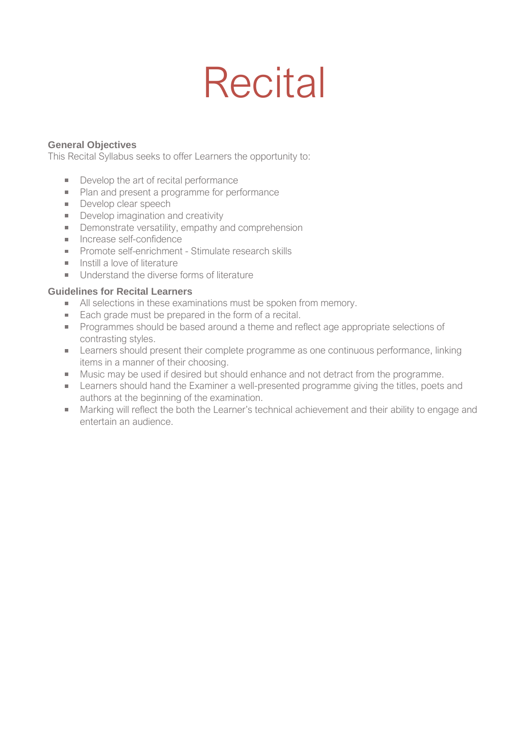# Recital

**General Objectives**

This Recital Syllabus seeks to offer Learners the opportunity to:

- Develop the art of recital performance
- Plan and present a programme for performance
- Develop clear speech
- Develop imagination and creativity
- Demonstrate versatility, empathy and comprehension
- Increase self-confidence
- Promote self-enrichment - Stimulate research skills
- Instill a love of literature
- Understand the diverse forms of literature

**Guidelines for Recital Learners**

- All selections in these examinations must be spoken from memory.
- Each grade must be prepared in the form of a recital.
- Programmes should be based around a theme and reflect age appropriate selections of contrasting styles.
- Learners should present their complete programme as one continuous performance, linking items in a manner of their choosing.
- Music may be used if desired but should enhance and not detract from the programme.
- Learners should hand the Examiner a well-presented programme giving the titles, poets and authors at the beginning of the examination.
- Marking will reflect the both the Learner's technical achievement and their ability to engage and entertain an audience.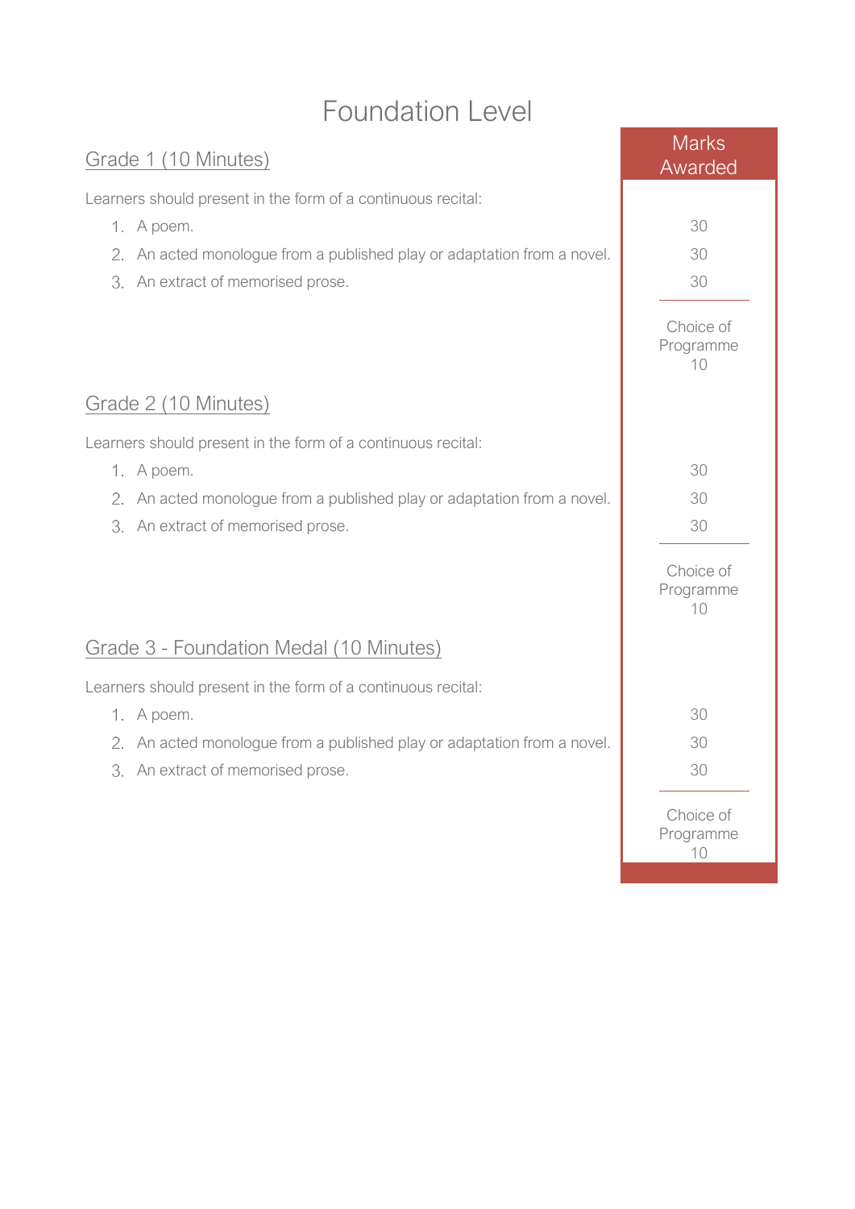# Foundation Level

## Grade 1 (10 Minutes)

Learners should present in the form of a continuous recital:

| Item | Marks Awarded |
|---|---|
| 1. A poem. | 30 |
| 2. An acted monologue from a published play or adaptation from a novel. | 30 |
| 3. An extract of memorised prose. | 30 |
| Choice of Programme | 10 |

## Grade 2 (10 Minutes)

Learners should present in the form of a continuous recital:

| Item | Marks Awarded |
|---|---|
| 1. A poem. | 30 |
| 2. An acted monologue from a published play or adaptation from a novel. | 30 |
| 3. An extract of memorised prose. | 30 |
| Choice of Programme | 10 |

## Grade 3 - Foundation Medal (10 Minutes)

Learners should present in the form of a continuous recital:

| Item | Marks Awarded |
|---|---|
| 1. A poem. | 30 |
| 2. An acted monologue from a published play or adaptation from a novel. | 30 |
| 3. An extract of memorised prose. | 30 |
| Choice of Programme | 10 |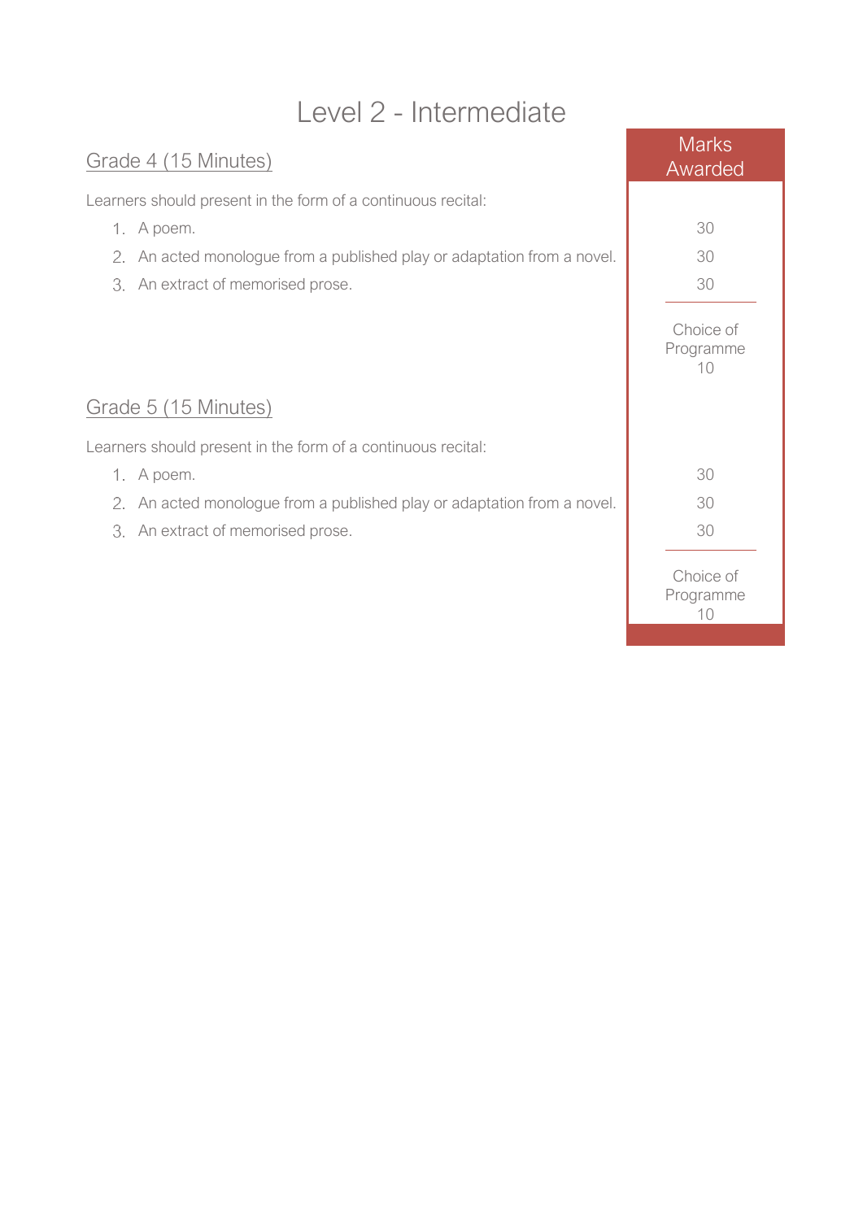# Level 2 - Intermediate

## Grade 4 (15 Minutes)

Learners should present in the form of a continuous recital:

| | Marks Awarded |
|---|---|
| 1. A poem. | 30 |
| 2. An acted monologue from a published play or adaptation from a novel. | 30 |
| 3. An extract of memorised prose. | 30 |
| | Choice of Programme 10 |

## Grade 5 (15 Minutes)

Learners should present in the form of a continuous recital:

| | Marks Awarded |
|---|---|
| 1. A poem. | 30 |
| 2. An acted monologue from a published play or adaptation from a novel. | 30 |
| 3. An extract of memorised prose. | 30 |
| | Choice of Programme 10 |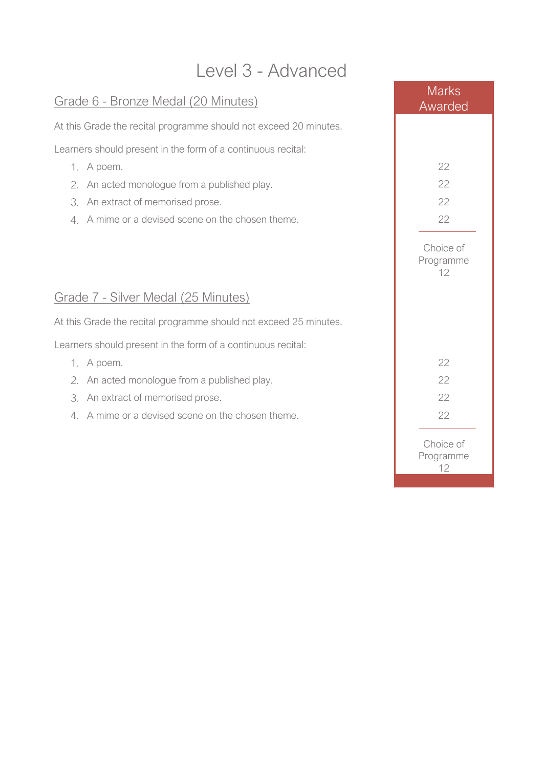# Level 3 - Advanced

## Grade 6 - Bronze Medal (20 Minutes)

At this Grade the recital programme should not exceed 20 minutes.

Learners should present in the form of a continuous recital:

| | Marks Awarded |
|---|---|
| 1. A poem. | 22 |
| 2. An acted monologue from a published play. | 22 |
| 3. An extract of memorised prose. | 22 |
| 4. A mime or a devised scene on the chosen theme. | 22 |
| Choice of Programme | 12 |

## Grade 7 - Silver Medal (25 Minutes)

At this Grade the recital programme should not exceed 25 minutes.

Learners should present in the form of a continuous recital:

| | Marks Awarded |
|---|---|
| 1. A poem. | 22 |
| 2. An acted monologue from a published play. | 22 |
| 3. An extract of memorised prose. | 22 |
| 4. A mime or a devised scene on the chosen theme. | 22 |
| Choice of Programme | 12 |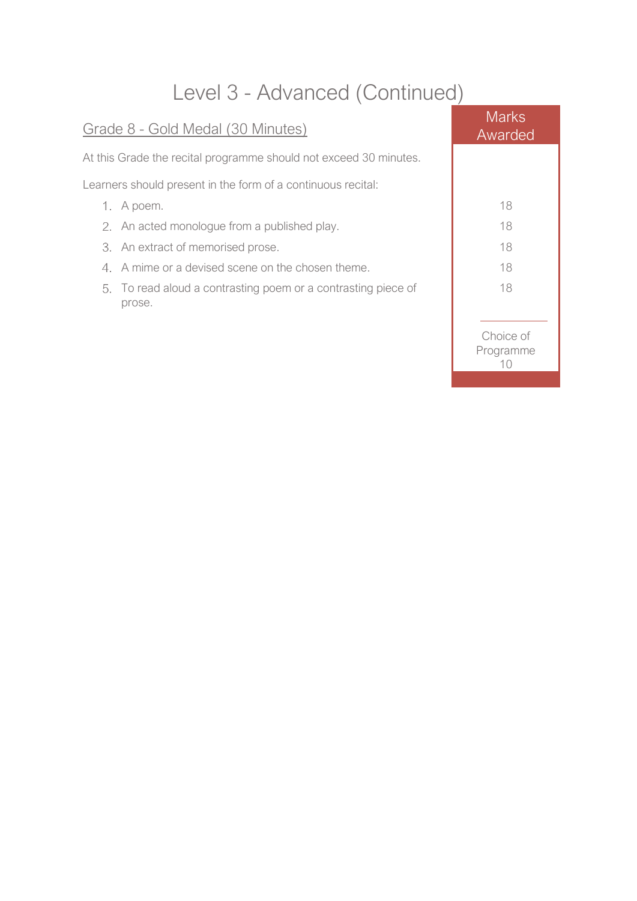# Level 3 - Advanced (Continued)

## Grade 8 - Gold Medal (30 Minutes)

At this Grade the recital programme should not exceed 30 minutes.

Learners should present in the form of a continuous recital:

| Item | Marks Awarded |
| --- | --- |
| 1. A poem. | 18 |
| 2. An acted monologue from a published play. | 18 |
| 3. An extract of memorised prose. | 18 |
| 4. A mime or a devised scene on the chosen theme. | 18 |
| 5. To read aloud a contrasting poem or a contrasting piece of prose. | 18 |
| Choice of Programme | 10 |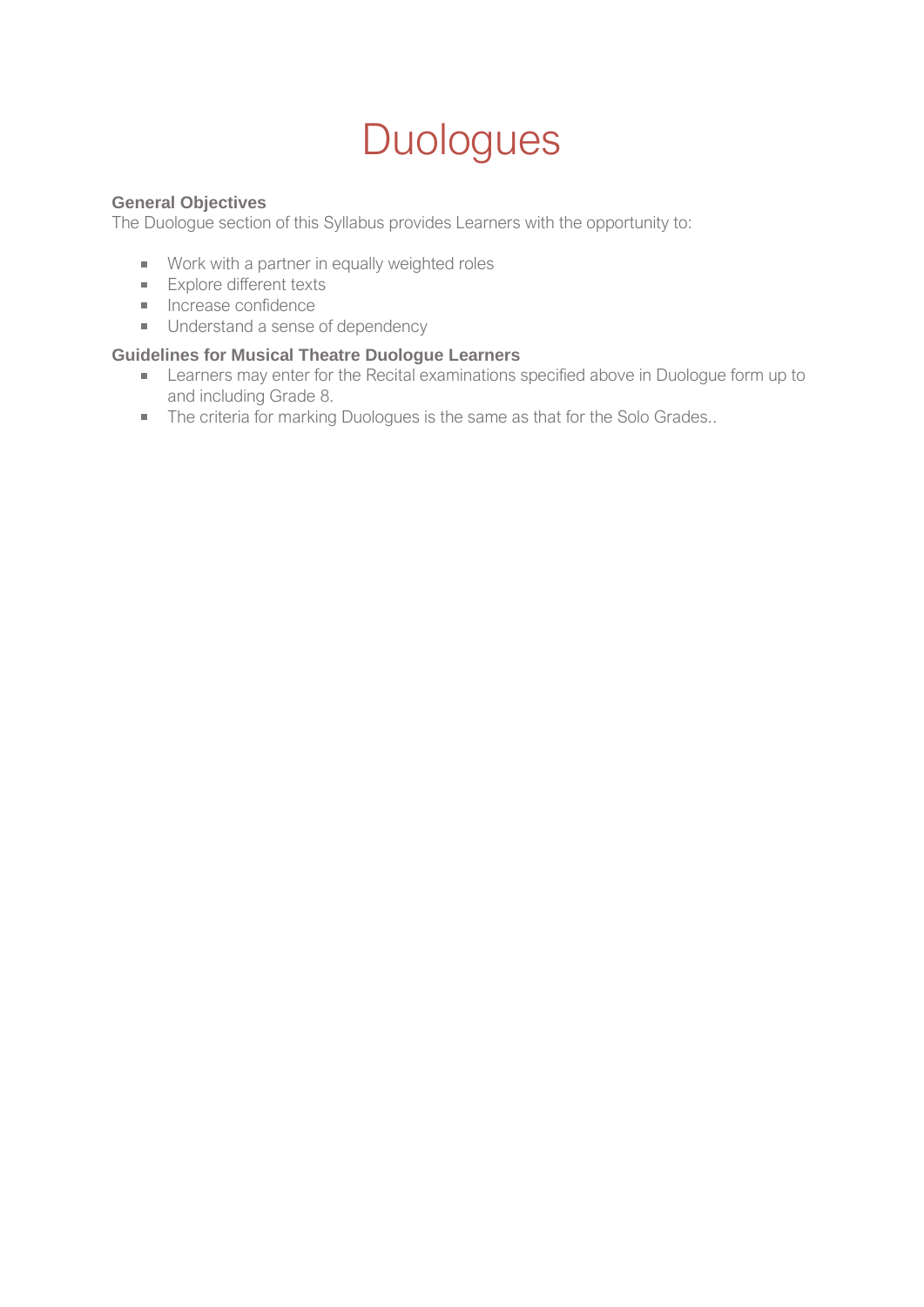# Duologues

**General Objectives**

The Duologue section of this Syllabus provides Learners with the opportunity to:

- Work with a partner in equally weighted roles
- Explore different texts
- Increase confidence
- Understand a sense of dependency

**Guidelines for Musical Theatre Duologue Learners**

- Learners may enter for the Recital examinations specified above in Duologue form up to and including Grade 8.
- The criteria for marking Duologues is the same as that for the Solo Grades..